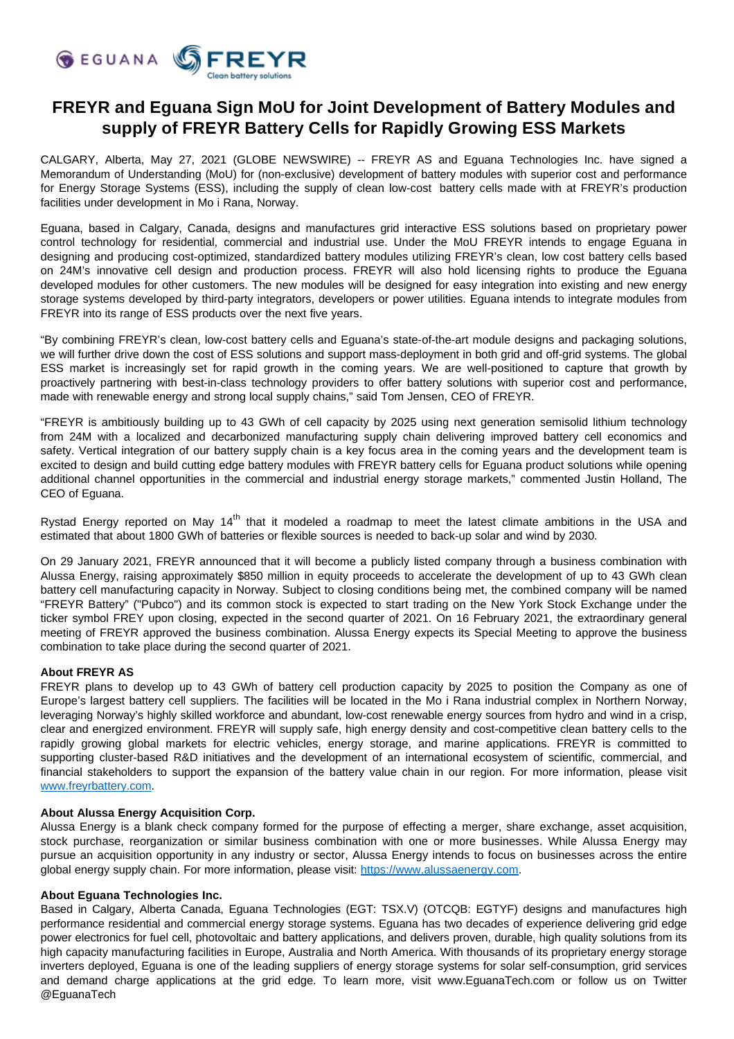# FREYR and Eguana Sign MoU for Joint Development of Battery Modules and supply of FREYR Battery Cells for Rapidly Growing ESS Markets

CALGARY, Alberta, May 27, 2021 (GLOBE NEWSWIRE) -- FREYR AS and Eguana Technologies Inc. have signed a Memorandum of Understanding (MoU) for (non-exclusive) development of battery modules with superior cost and performance for Energy Storage Systems (ESS), including the supply of clean low-cost battery cells made with at FREYR's production facilities under development in Mo i Rana, Norway.

Eguana, based in Calgary, Canada, designs and manufactures grid interactive ESS solutions based on proprietary power control technology for residential, commercial and industrial use. Under the MoU FREYR intends to engage Eguana in designing and producing cost-optimized, standardized battery modules utilizing FREYR's clean, low cost battery cells based on 24M's innovative cell design and production process. FREYR will also hold licensing rights to produce the Eguana developed modules for other customers. The new modules will be designed for easy integration into existing and new energy storage systems developed by third-party integrators, developers or power utilities. Eguana intends to integrate modules from FREYR into its range of ESS products over the next five years.

"By combining FREYR's clean, low-cost battery cells and Eguana's state-of-the-art module designs and packaging solutions, we will further drive down the cost of ESS solutions and support mass-deployment in both grid and off-grid systems. The global ESS market is increasingly set for rapid growth in the coming years. We are well-positioned to capture that growth by proactively partnering with best-in-class technology providers to offer battery solutions with superior cost and performance, made with renewable energy and strong local supply chains," said Tom Jensen, CEO of FREYR.

"FREYR is ambitiously building up to 43 GWh of cell capacity by 2025 using next generation semisolid lithium technology from 24M with a localized and decarbonized manufacturing supply chain delivering improved battery cell economics and safety. Vertical integration of our battery supply chain is a key focus area in the coming years and the development team is excited to design and build cutting edge battery modules with FREYR battery cells for Eguana product solutions while opening additional channel opportunities in the commercial and industrial energy storage markets," commented Justin Holland, The CEO of Eguana.

Rystad Energy reported on May 14th that it modeled a roadmap to meet the latest climate ambitions in the USA and estimated that about 1800 GWh of batteries or flexible sources is needed to back-up solar and wind by 2030.

On 29 January 2021, FREYR announced that it will become a publicly listed company through a business combination with Alussa Energy, raising approximately $850 million in equity proceeds to accelerate the development of up to 43 GWh clean battery cell manufacturing capacity in Norway. Subject to closing conditions being met, the combined company will be named "FREYR Battery" ("Pubco") and its common stock is expected to start trading on the New York Stock Exchange under the ticker symbol FREY upon closing, expected in the second quarter of 2021. On 16 February 2021, the extraordinary general meeting of FREYR approved the business combination. Alussa Energy expects its Special Meeting to approve the business combination to take place during the second quarter of 2021.

**About FREYR AS**
FREYR plans to develop up to 43 GWh of battery cell production capacity by 2025 to position the Company as one of Europe's largest battery cell suppliers. The facilities will be located in the Mo i Rana industrial complex in Northern Norway, leveraging Norway's highly skilled workforce and abundant, low-cost renewable energy sources from hydro and wind in a crisp, clear and energized environment. FREYR will supply safe, high energy density and cost-competitive clean battery cells to the rapidly growing global markets for electric vehicles, energy storage, and marine applications. FREYR is committed to supporting cluster-based R&D initiatives and the development of an international ecosystem of scientific, commercial, and financial stakeholders to support the expansion of the battery value chain in our region. For more information, please visit www.freyrbattery.com.

**About Alussa Energy Acquisition Corp.**
Alussa Energy is a blank check company formed for the purpose of effecting a merger, share exchange, asset acquisition, stock purchase, reorganization or similar business combination with one or more businesses. While Alussa Energy may pursue an acquisition opportunity in any industry or sector, Alussa Energy intends to focus on businesses across the entire global energy supply chain. For more information, please visit: https://www.alussaenergy.com.

**About Eguana Technologies Inc.**
Based in Calgary, Alberta Canada, Eguana Technologies (EGT: TSX.V) (OTCQB: EGTYF) designs and manufactures high performance residential and commercial energy storage systems. Eguana has two decades of experience delivering grid edge power electronics for fuel cell, photovoltaic and battery applications, and delivers proven, durable, high quality solutions from its high capacity manufacturing facilities in Europe, Australia and North America. With thousands of its proprietary energy storage inverters deployed, Eguana is one of the leading suppliers of energy storage systems for solar self-consumption, grid services and demand charge applications at the grid edge. To learn more, visit www.EguanaTech.com or follow us on Twitter @EguanaTech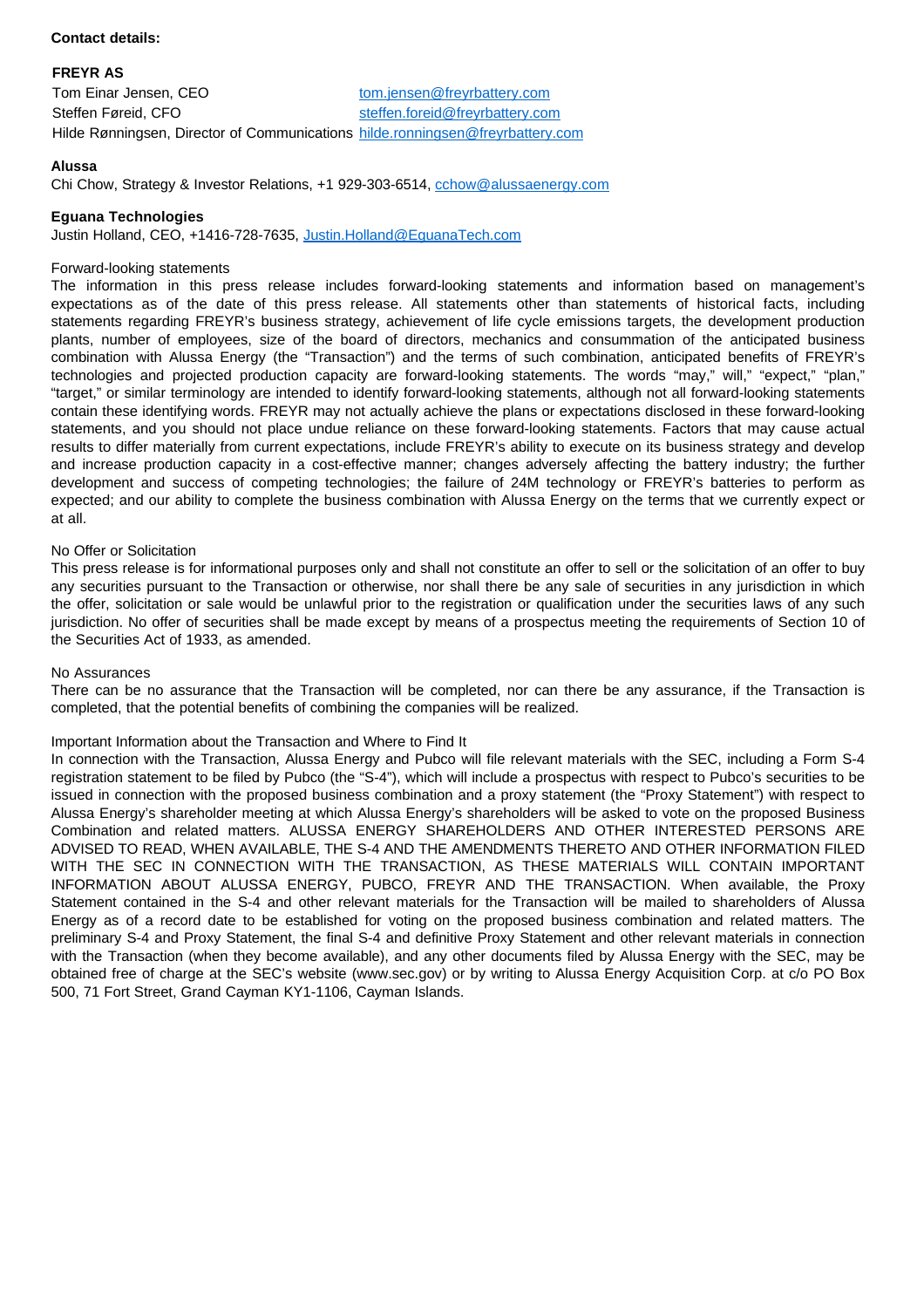**Contact details:**

**FREYR AS**

Tom Einar Jensen, CEO tom.jensen@freyrbattery.com
Steffen Føreid, CFO steffen.foreid@freyrbattery.com
Hilde Rønningsen, Director of Communications hilde.ronningsen@freyrbattery.com

**Alussa**

Chi Chow, Strategy & Investor Relations, +1 929-303-6514, cchow@alussaenergy.com

**Eguana Technologies**

Justin Holland, CEO, +1416-728-7635, Justin.Holland@EguanaTech.com

Forward-looking statements

The information in this press release includes forward-looking statements and information based on management's expectations as of the date of this press release. All statements other than statements of historical facts, including statements regarding FREYR's business strategy, achievement of life cycle emissions targets, the development production plants, number of employees, size of the board of directors, mechanics and consummation of the anticipated business combination with Alussa Energy (the "Transaction") and the terms of such combination, anticipated benefits of FREYR's technologies and projected production capacity are forward-looking statements. The words "may," will," "expect," "plan," "target," or similar terminology are intended to identify forward-looking statements, although not all forward-looking statements contain these identifying words. FREYR may not actually achieve the plans or expectations disclosed in these forward-looking statements, and you should not place undue reliance on these forward-looking statements. Factors that may cause actual results to differ materially from current expectations, include FREYR's ability to execute on its business strategy and develop and increase production capacity in a cost-effective manner; changes adversely affecting the battery industry; the further development and success of competing technologies; the failure of 24M technology or FREYR's batteries to perform as expected; and our ability to complete the business combination with Alussa Energy on the terms that we currently expect or at all.

No Offer or Solicitation

This press release is for informational purposes only and shall not constitute an offer to sell or the solicitation of an offer to buy any securities pursuant to the Transaction or otherwise, nor shall there be any sale of securities in any jurisdiction in which the offer, solicitation or sale would be unlawful prior to the registration or qualification under the securities laws of any such jurisdiction. No offer of securities shall be made except by means of a prospectus meeting the requirements of Section 10 of the Securities Act of 1933, as amended.

No Assurances

There can be no assurance that the Transaction will be completed, nor can there be any assurance, if the Transaction is completed, that the potential benefits of combining the companies will be realized.

Important Information about the Transaction and Where to Find It

In connection with the Transaction, Alussa Energy and Pubco will file relevant materials with the SEC, including a Form S-4 registration statement to be filed by Pubco (the "S-4"), which will include a prospectus with respect to Pubco's securities to be issued in connection with the proposed business combination and a proxy statement (the "Proxy Statement") with respect to Alussa Energy's shareholder meeting at which Alussa Energy's shareholders will be asked to vote on the proposed Business Combination and related matters. ALUSSA ENERGY SHAREHOLDERS AND OTHER INTERESTED PERSONS ARE ADVISED TO READ, WHEN AVAILABLE, THE S-4 AND THE AMENDMENTS THERETO AND OTHER INFORMATION FILED WITH THE SEC IN CONNECTION WITH THE TRANSACTION, AS THESE MATERIALS WILL CONTAIN IMPORTANT INFORMATION ABOUT ALUSSA ENERGY, PUBCO, FREYR AND THE TRANSACTION. When available, the Proxy Statement contained in the S-4 and other relevant materials for the Transaction will be mailed to shareholders of Alussa Energy as of a record date to be established for voting on the proposed business combination and related matters. The preliminary S-4 and Proxy Statement, the final S-4 and definitive Proxy Statement and other relevant materials in connection with the Transaction (when they become available), and any other documents filed by Alussa Energy with the SEC, may be obtained free of charge at the SEC's website (www.sec.gov) or by writing to Alussa Energy Acquisition Corp. at c/o PO Box 500, 71 Fort Street, Grand Cayman KY1-1106, Cayman Islands.